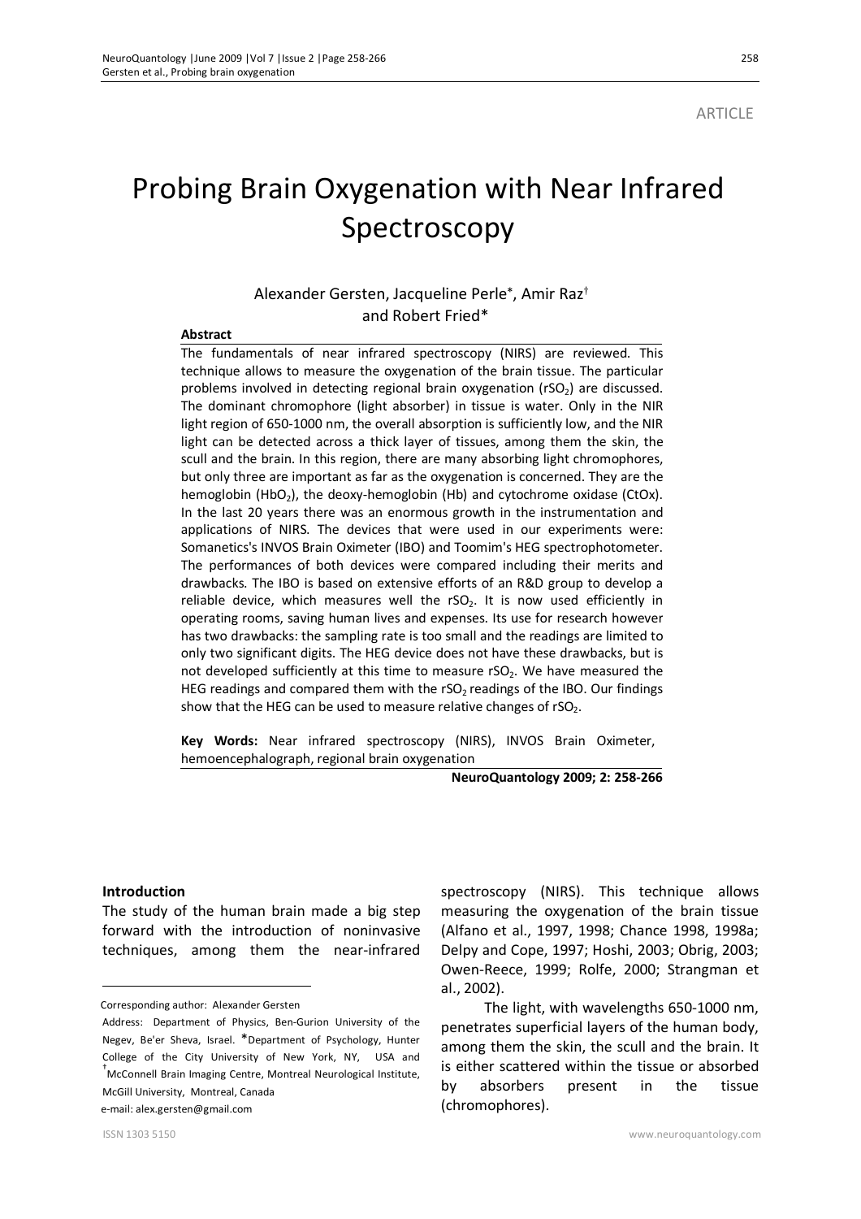ARTICLE

# Probing Brain Oxygenation with Near Infrared Spectroscopy

Alexander Gersten, Jacqueline Perle*, Amir Raz[†] and Robert Fried*

**Abstract**

The fundamentals of near infrared spectroscopy (NIRS) are reviewed. This technique allows to measure the oxygenation of the brain tissue. The particular problems involved in detecting regional brain oxygenation ($rSO_2$) are discussed. The dominant chromophore (light absorber) in tissue is water. Only in the NIR light region of 650-1000 nm, the overall absorption is sufficiently low, and the NIR light can be detected across a thick layer of tissues, among them the skin, the scull and the brain. In this region, there are many absorbing light chromophores, but only three are important as far as the oxygenation is concerned. They are the hemoglobin ($HbO_2$), the deoxy-hemoglobin (Hb) and cytochrome oxidase (CtOx). In the last 20 years there was an enormous growth in the instrumentation and applications of NIRS. The devices that were used in our experiments were: Somanetics's INVOS Brain Oximeter (IBO) and Toomim's HEG spectrophotometer. The performances of both devices were compared including their merits and drawbacks. The IBO is based on extensive efforts of an R&D group to develop a reliable device, which measures well the $rSO_2$. It is now used efficiently in operating rooms, saving human lives and expenses. Its use for research however has two drawbacks: the sampling rate is too small and the readings are limited to only two significant digits. The HEG device does not have these drawbacks, but is not developed sufficiently at this time to measure $rSO_2$. We have measured the HEG readings and compared them with the $rSO_2$ readings of the IBO. Our findings show that the HEG can be used to measure relative changes of $rSO_2$.

**Key Words:** Near infrared spectroscopy (NIRS), INVOS Brain Oximeter, hemoencephalograph, regional brain oxygenation

**NeuroQuantology 2009; 2: 258-266**

## Introduction

The study of the human brain made a big step forward with the introduction of noninvasive techniques, among them the near-infrared spectroscopy (NIRS). This technique allows measuring the oxygenation of the brain tissue (Alfano et al., 1997, 1998; Chance 1998, 1998a; Delpy and Cope, 1997; Hoshi, 2003; Obrig, 2003; Owen-Reece, 1999; Rolfe, 2000; Strangman et al., 2002).

The light, with wavelengths 650-1000 nm, penetrates superficial layers of the human body, among them the skin, the scull and the brain. It is either scattered within the tissue or absorbed by absorbers present in the tissue (chromophores).

Corresponding author: Alexander Gersten

Address: Department of Physics, Ben-Gurion University of the Negev, Be'er Sheva, Israel. *Department of Psychology, Hunter College of the City University of New York, NY, USA and [†]McConnell Brain Imaging Centre, Montreal Neurological Institute, McGill University, Montreal, Canada

e-mail: alex.gersten@gmail.com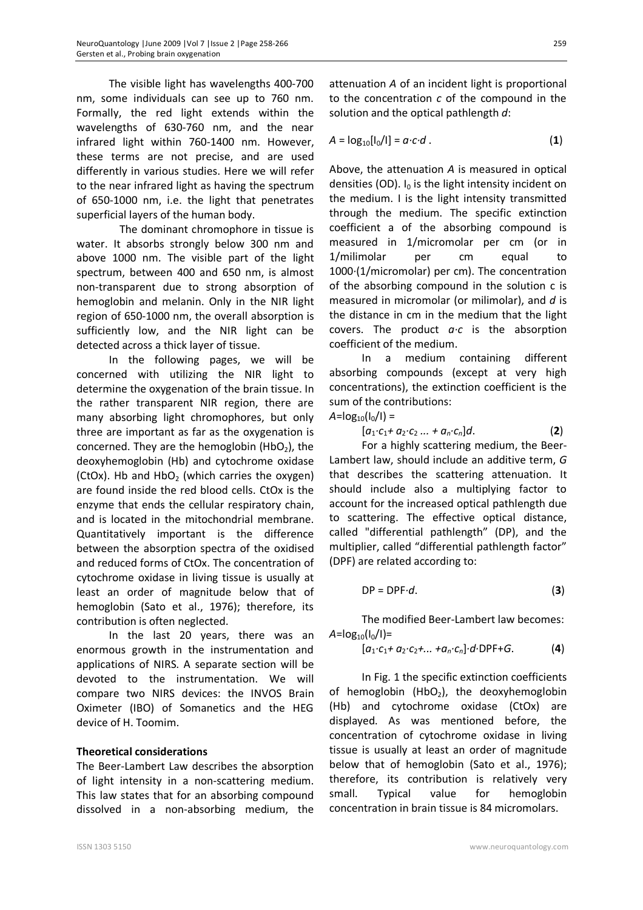The visible light has wavelengths 400-700 nm, some individuals can see up to 760 nm. Formally, the red light extends within the wavelengths of 630-760 nm, and the near infrared light within 760-1400 nm. However, these terms are not precise, and are used differently in various studies. Here we will refer to the near infrared light as having the spectrum of 650-1000 nm, i.e. the light that penetrates superficial layers of the human body.

The dominant chromophore in tissue is water. It absorbs strongly below 300 nm and above 1000 nm. The visible part of the light spectrum, between 400 and 650 nm, is almost non-transparent due to strong absorption of hemoglobin and melanin. Only in the NIR light region of 650-1000 nm, the overall absorption is sufficiently low, and the NIR light can be detected across a thick layer of tissue.

In the following pages, we will be concerned with utilizing the NIR light to determine the oxygenation of the brain tissue. In the rather transparent NIR region, there are many absorbing light chromophores, but only three are important as far as the oxygenation is concerned. They are the hemoglobin ($HbO_2$), the deoxyhemoglobin (Hb) and cytochrome oxidase (CtOx). Hb and $HbO_2$ (which carries the oxygen) are found inside the red blood cells. CtOx is the enzyme that ends the cellular respiratory chain, and is located in the mitochondrial membrane. Quantitatively important is the difference between the absorption spectra of the oxidised and reduced forms of CtOx. The concentration of cytochrome oxidase in living tissue is usually at least an order of magnitude below that of hemoglobin (Sato et al., 1976); therefore, its contribution is often neglected.

In the last 20 years, there was an enormous growth in the instrumentation and applications of NIRS. A separate section will be devoted to the instrumentation. We will compare two NIRS devices: the INVOS Brain Oximeter (IBO) of Somanetics and the HEG device of H. Toomim.

## Theoretical considerations

The Beer-Lambert Law describes the absorption of light intensity in a non-scattering medium. This law states that for an absorbing compound dissolved in a non-absorbing medium, the attenuation $A$ of an incident light is proportional to the concentration $c$ of the compound in the solution and the optical pathlength $d$:

$$A = \log_{10}[I_0/I] = a \cdot c \cdot d \,. \qquad \textbf{(1)}$$

Above, the attenuation $A$ is measured in optical densities (OD). $I_0$ is the light intensity incident on the medium. I is the light intensity transmitted through the medium. The specific extinction coefficient a of the absorbing compound is measured in 1/micromolar per cm (or in 1/milimolar per cm equal to 1000·(1/micromolar) per cm). The concentration of the absorbing compound in the solution c is measured in micromolar (or milimolar), and $d$ is the distance in cm in the medium that the light covers. The product $a \cdot c$ is the absorption coefficient of the medium.

In a medium containing different absorbing compounds (except at very high concentrations), the extinction coefficient is the sum of the contributions:

$$A = \log_{10}(I_0/I) = [a_1 \cdot c_1 + a_2 \cdot c_2 \ldots + a_n \cdot c_n] d. \qquad \textbf{(2)}$$

For a highly scattering medium, the Beer-Lambert law, should include an additive term, $G$ that describes the scattering attenuation. It should include also a multiplying factor to account for the increased optical pathlength due to scattering. The effective optical distance, called "differential pathlength" (DP), and the multiplier, called "differential pathlength factor" (DPF) are related according to:

$$\mathrm{DP} = \mathrm{DPF} \cdot d. \qquad \textbf{(3)}$$

The modified Beer-Lambert law becomes:

$$A = \log_{10}(I_0/I) = [a_1 \cdot c_1 + a_2 \cdot c_2 + \ldots + a_n \cdot c_n] \cdot d \cdot \mathrm{DPF} + G. \qquad \textbf{(4)}$$

In Fig. 1 the specific extinction coefficients of hemoglobin ($HbO_2$), the deoxyhemoglobin (Hb) and cytochrome oxidase (CtOx) are displayed. As was mentioned before, the concentration of cytochrome oxidase in living tissue is usually at least an order of magnitude below that of hemoglobin (Sato et al., 1976); therefore, its contribution is relatively very small. Typical value for hemoglobin concentration in brain tissue is 84 micromolars.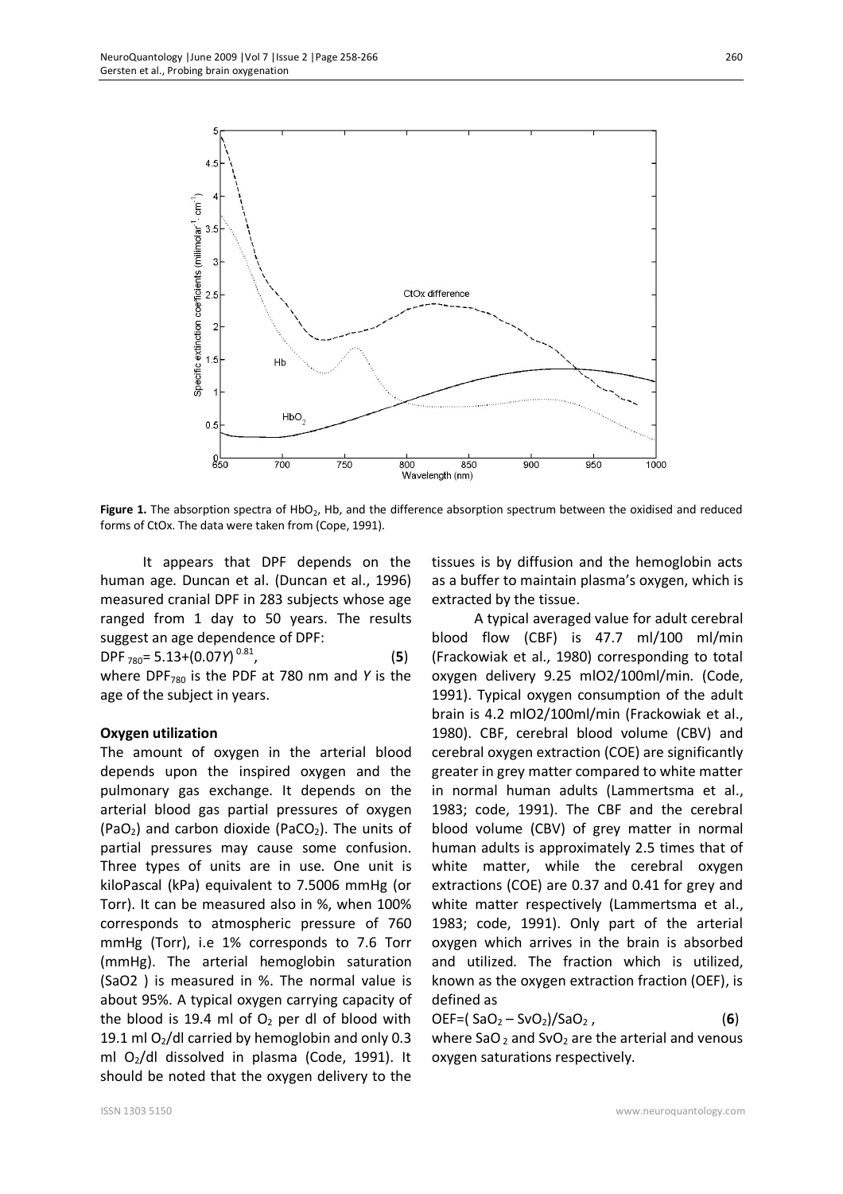**Figure 1.** The absorption spectra of $HbO_2$, Hb, and the difference absorption spectrum between the oxidised and reduced forms of CtOx. The data were taken from (Cope, 1991).

It appears that DPF depends on the human age. Duncan et al. (Duncan et al., 1996) measured cranial DPF in 283 subjects whose age ranged from 1 day to 50 years. The results suggest an age dependence of DPF:

$$DPF_{780} = 5.13 + (0.07Y)^{0.81}, \quad (\mathbf{5})$$

where $DPF_{780}$ is the PDF at 780 nm and $Y$ is the age of the subject in years.

**Oxygen utilization**

The amount of oxygen in the arterial blood depends upon the inspired oxygen and the pulmonary gas exchange. It depends on the arterial blood gas partial pressures of oxygen ($PaO_2$) and carbon dioxide ($PaCO_2$). The units of partial pressures may cause some confusion. Three types of units are in use. One unit is kiloPascal (kPa) equivalent to 7.5006 mmHg (or Torr). It can be measured also in %, when 100% corresponds to atmospheric pressure of 760 mmHg (Torr), i.e 1% corresponds to 7.6 Torr (mmHg). The arterial hemoglobin saturation ($SaO2$ ) is measured in %. The normal value is about 95%. A typical oxygen carrying capacity of the blood is 19.4 ml of $O_2$ per dl of blood with 19.1 ml $O_2$/dl carried by hemoglobin and only 0.3 ml $O_2$/dl dissolved in plasma (Code, 1991). It should be noted that the oxygen delivery to the tissues is by diffusion and the hemoglobin acts as a buffer to maintain plasma's oxygen, which is extracted by the tissue.

A typical averaged value for adult cerebral blood flow (CBF) is 47.7 ml/100 ml/min (Frackowiak et al., 1980) corresponding to total oxygen delivery 9.25 mlO2/100ml/min. (Code, 1991). Typical oxygen consumption of the adult brain is 4.2 mlO2/100ml/min (Frackowiak et al., 1980). CBF, cerebral blood volume (CBV) and cerebral oxygen extraction (COE) are significantly greater in grey matter compared to white matter in normal human adults (Lammertsma et al., 1983; code, 1991). The CBF and the cerebral blood volume (CBV) of grey matter in normal human adults is approximately 2.5 times that of white matter, while the cerebral oxygen extractions (COE) are 0.37 and 0.41 for grey and white matter respectively (Lammertsma et al., 1983; code, 1991). Only part of the arterial oxygen which arrives in the brain is absorbed and utilized. The fraction which is utilized, known as the oxygen extraction fraction (OEF), is defined as

$$OEF = (SaO_2 - SvO_2)/SaO_2, \quad (\mathbf{6})$$

where $SaO_2$ and $SvO_2$ are the arterial and venous oxygen saturations respectively.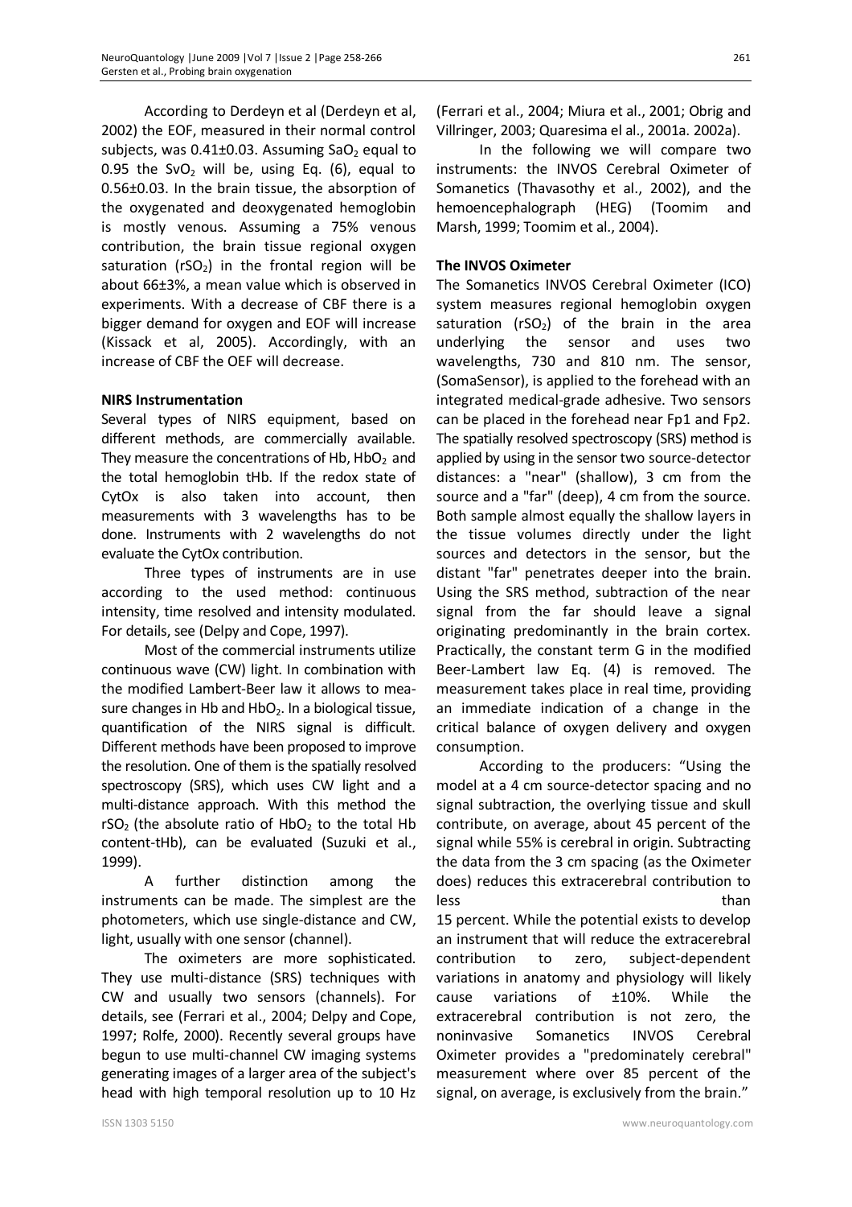According to Derdeyn et al (Derdeyn et al, 2002) the EOF, measured in their normal control subjects, was 0.41±0.03. Assuming $SaO_2$ equal to 0.95 the $SvO_2$ will be, using Eq. (6), equal to 0.56±0.03. In the brain tissue, the absorption of the oxygenated and deoxygenated hemoglobin is mostly venous. Assuming a 75% venous contribution, the brain tissue regional oxygen saturation ($rSO_2$) in the frontal region will be about 66±3%, a mean value which is observed in experiments. With a decrease of CBF there is a bigger demand for oxygen and EOF will increase (Kissack et al, 2005). Accordingly, with an increase of CBF the OEF will decrease.

**NIRS Instrumentation**

Several types of NIRS equipment, based on different methods, are commercially available. They measure the concentrations of Hb, $HbO_2$ and the total hemoglobin tHb. If the redox state of CytOx is also taken into account, then measurements with 3 wavelengths has to be done. Instruments with 2 wavelengths do not evaluate the CytOx contribution.

Three types of instruments are in use according to the used method: continuous intensity, time resolved and intensity modulated. For details, see (Delpy and Cope, 1997).

Most of the commercial instruments utilize continuous wave (CW) light. In combination with the modified Lambert-Beer law it allows to measure changes in Hb and $HbO_2$. In a biological tissue, quantification of the NIRS signal is difficult. Different methods have been proposed to improve the resolution. One of them is the spatially resolved spectroscopy (SRS), which uses CW light and a multi-distance approach. With this method the $rSO_2$ (the absolute ratio of $HbO_2$ to the total Hb content-tHb), can be evaluated (Suzuki et al., 1999).

A further distinction among the instruments can be made. The simplest are the photometers, which use single-distance and CW, light, usually with one sensor (channel).

The oximeters are more sophisticated. They use multi-distance (SRS) techniques with CW and usually two sensors (channels). For details, see (Ferrari et al., 2004; Delpy and Cope, 1997; Rolfe, 2000). Recently several groups have begun to use multi-channel CW imaging systems generating images of a larger area of the subject's head with high temporal resolution up to 10 Hz (Ferrari et al., 2004; Miura et al., 2001; Obrig and Villringer, 2003; Quaresima el al., 2001a. 2002a).

In the following we will compare two instruments: the INVOS Cerebral Oximeter of Somanetics (Thavasothy et al., 2002), and the hemoencephalograph (HEG) (Toomim and Marsh, 1999; Toomim et al., 2004).

**The INVOS Oximeter**

The Somanetics INVOS Cerebral Oximeter (ICO) system measures regional hemoglobin oxygen saturation ($rSO_2$) of the brain in the area underlying the sensor and uses two wavelengths, 730 and 810 nm. The sensor, (SomaSensor), is applied to the forehead with an integrated medical-grade adhesive. Two sensors can be placed in the forehead near Fp1 and Fp2. The spatially resolved spectroscopy (SRS) method is applied by using in the sensor two source-detector distances: a "near" (shallow), 3 cm from the source and a "far" (deep), 4 cm from the source. Both sample almost equally the shallow layers in the tissue volumes directly under the light sources and detectors in the sensor, but the distant "far" penetrates deeper into the brain. Using the SRS method, subtraction of the near signal from the far should leave a signal originating predominantly in the brain cortex. Practically, the constant term G in the modified Beer-Lambert law Eq. (4) is removed. The measurement takes place in real time, providing an immediate indication of a change in the critical balance of oxygen delivery and oxygen consumption.

According to the producers: "Using the model at a 4 cm source-detector spacing and no signal subtraction, the overlying tissue and skull contribute, on average, about 45 percent of the signal while 55% is cerebral in origin. Subtracting the data from the 3 cm spacing (as the Oximeter does) reduces this extracerebral contribution to less than 15 percent. While the potential exists to develop an instrument that will reduce the extracerebral contribution to zero, subject-dependent variations in anatomy and physiology will likely cause variations of ±10%. While the extracerebral contribution is not zero, the noninvasive Somanetics INVOS Cerebral Oximeter provides a "predominately cerebral" measurement where over 85 percent of the signal, on average, is exclusively from the brain."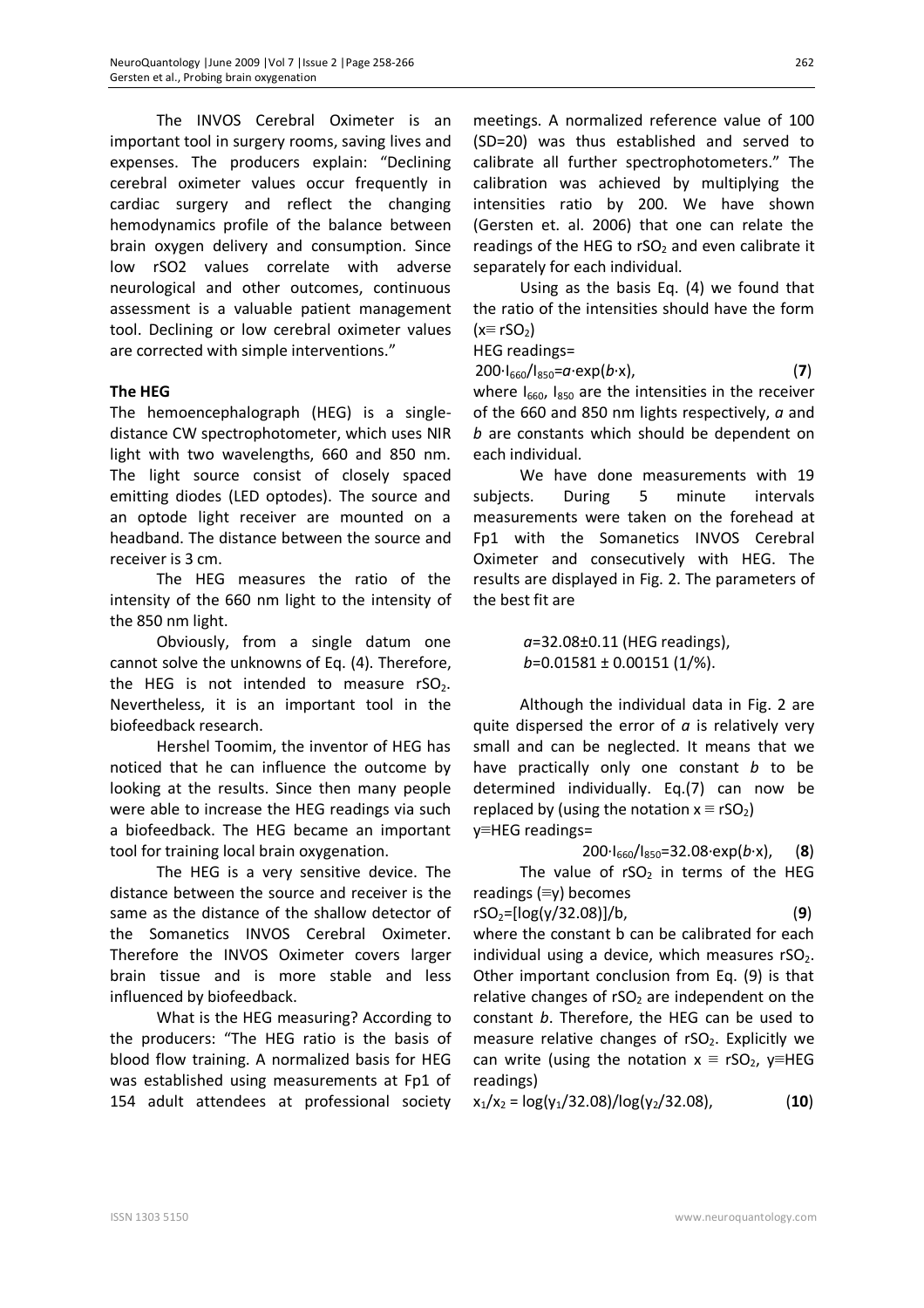The INVOS Cerebral Oximeter is an important tool in surgery rooms, saving lives and expenses. The producers explain: "Declining cerebral oximeter values occur frequently in cardiac surgery and reflect the changing hemodynamics profile of the balance between brain oxygen delivery and consumption. Since low rSO2 values correlate with adverse neurological and other outcomes, continuous assessment is a valuable patient management tool. Declining or low cerebral oximeter values are corrected with simple interventions."

**The HEG**

The hemoencephalograph (HEG) is a single-distance CW spectrophotometer, which uses NIR light with two wavelengths, 660 and 850 nm. The light source consist of closely spaced emitting diodes (LED optodes). The source and an optode light receiver are mounted on a headband. The distance between the source and receiver is 3 cm.

The HEG measures the ratio of the intensity of the 660 nm light to the intensity of the 850 nm light.

Obviously, from a single datum one cannot solve the unknowns of Eq. (4). Therefore, the HEG is not intended to measure $rSO_2$. Nevertheless, it is an important tool in the biofeedback research.

Hershel Toomim, the inventor of HEG has noticed that he can influence the outcome by looking at the results. Since then many people were able to increase the HEG readings via such a biofeedback. The HEG became an important tool for training local brain oxygenation.

The HEG is a very sensitive device. The distance between the source and receiver is the same as the distance of the shallow detector of the Somanetics INVOS Cerebral Oximeter. Therefore the INVOS Oximeter covers larger brain tissue and is more stable and less influenced by biofeedback.

What is the HEG measuring? According to the producers: "The HEG ratio is the basis of blood flow training. A normalized basis for HEG was established using measurements at Fp1 of 154 adult attendees at professional society meetings. A normalized reference value of 100 (SD=20) was thus established and served to calibrate all further spectrophotometers." The calibration was achieved by multiplying the intensities ratio by 200. We have shown (Gersten et. al. 2006) that one can relate the readings of the HEG to $rSO_2$ and even calibrate it separately for each individual.

Using as the basis Eq. (4) we found that the ratio of the intensities should have the form ($x \equiv rSO_2$)

HEG readings=

$$200 \cdot I_{660}/I_{850} = a \cdot \exp(b \cdot x), \quad \textbf{(7)}$$

where $I_{660}$, $I_{850}$ are the intensities in the receiver of the 660 and 850 nm lights respectively, *a* and *b* are constants which should be dependent on each individual.

We have done measurements with 19 subjects. During 5 minute intervals measurements were taken on the forehead at Fp1 with the Somanetics INVOS Cerebral Oximeter and consecutively with HEG. The results are displayed in Fig. 2. The parameters of the best fit are

$a$=32.08±0.11 (HEG readings),
$b$=0.01581 ± 0.00151 (1/%).

Although the individual data in Fig. 2 are quite dispersed the error of *a* is relatively very small and can be neglected. It means that we have practically only one constant *b* to be determined individually. Eq.(7) can now be replaced by (using the notation $x \equiv rSO_2$)

y≡HEG readings=

$$200 \cdot I_{660}/I_{850} = 32.08 \cdot \exp(b \cdot x), \quad \textbf{(8)}$$

The value of $rSO_2$ in terms of the HEG readings (≡y) becomes

$$rSO_2 = [\log(y/32.08)]/b, \quad \textbf{(9)}$$

where the constant b can be calibrated for each individual using a device, which measures $rSO_2$. Other important conclusion from Eq. (9) is that relative changes of $rSO_2$ are independent on the constant *b*. Therefore, the HEG can be used to measure relative changes of $rSO_2$. Explicitly we can write (using the notation $x \equiv rSO_2$, y≡HEG readings)

$$x_1/x_2 = \log(y_1/32.08)/\log(y_2/32.08), \quad \textbf{(10)}$$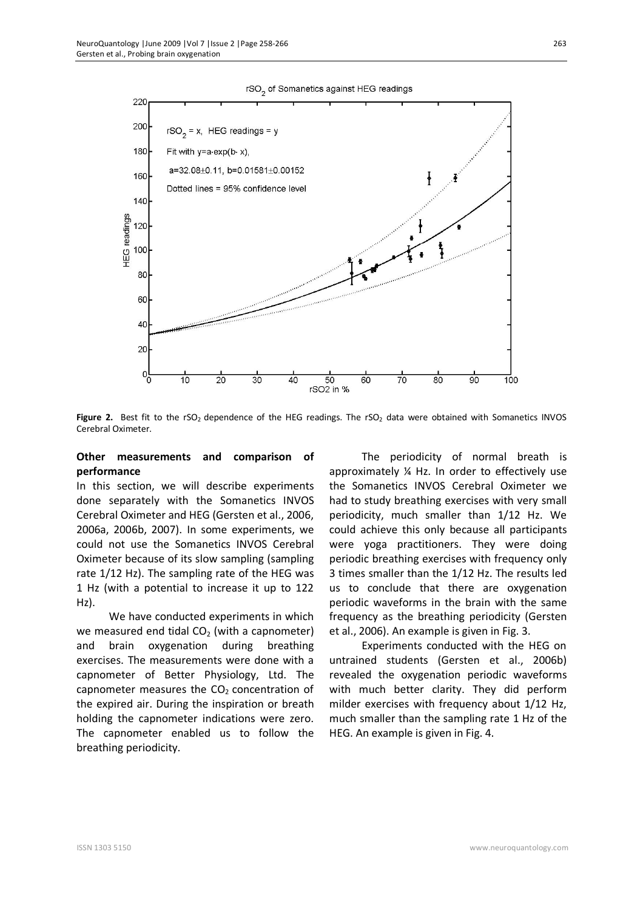**Figure 2.** Best fit to the $rSO_2$ dependence of the HEG readings. The $rSO_2$ data were obtained with Somanetics INVOS Cerebral Oximeter.

**Other measurements and comparison of performance**

In this section, we will describe experiments done separately with the Somanetics INVOS Cerebral Oximeter and HEG (Gersten et al., 2006, 2006a, 2006b, 2007). In some experiments, we could not use the Somanetics INVOS Cerebral Oximeter because of its slow sampling (sampling rate 1/12 Hz). The sampling rate of the HEG was 1 Hz (with a potential to increase it up to 122 Hz).

We have conducted experiments in which we measured end tidal $CO_2$ (with a capnometer) and brain oxygenation during breathing exercises. The measurements were done with a capnometer of Better Physiology, Ltd. The capnometer measures the $CO_2$ concentration of the expired air. During the inspiration or breath holding the capnometer indications were zero. The capnometer enabled us to follow the breathing periodicity.

The periodicity of normal breath is approximately ¼ Hz. In order to effectively use the Somanetics INVOS Cerebral Oximeter we had to study breathing exercises with very small periodicity, much smaller than 1/12 Hz. We could achieve this only because all participants were yoga practitioners. They were doing periodic breathing exercises with frequency only 3 times smaller than the 1/12 Hz. The results led us to conclude that there are oxygenation periodic waveforms in the brain with the same frequency as the breathing periodicity (Gersten et al., 2006). An example is given in Fig. 3.

Experiments conducted with the HEG on untrained students (Gersten et al., 2006b) revealed the oxygenation periodic waveforms with much better clarity. They did perform milder exercises with frequency about 1/12 Hz, much smaller than the sampling rate 1 Hz of the HEG. An example is given in Fig. 4.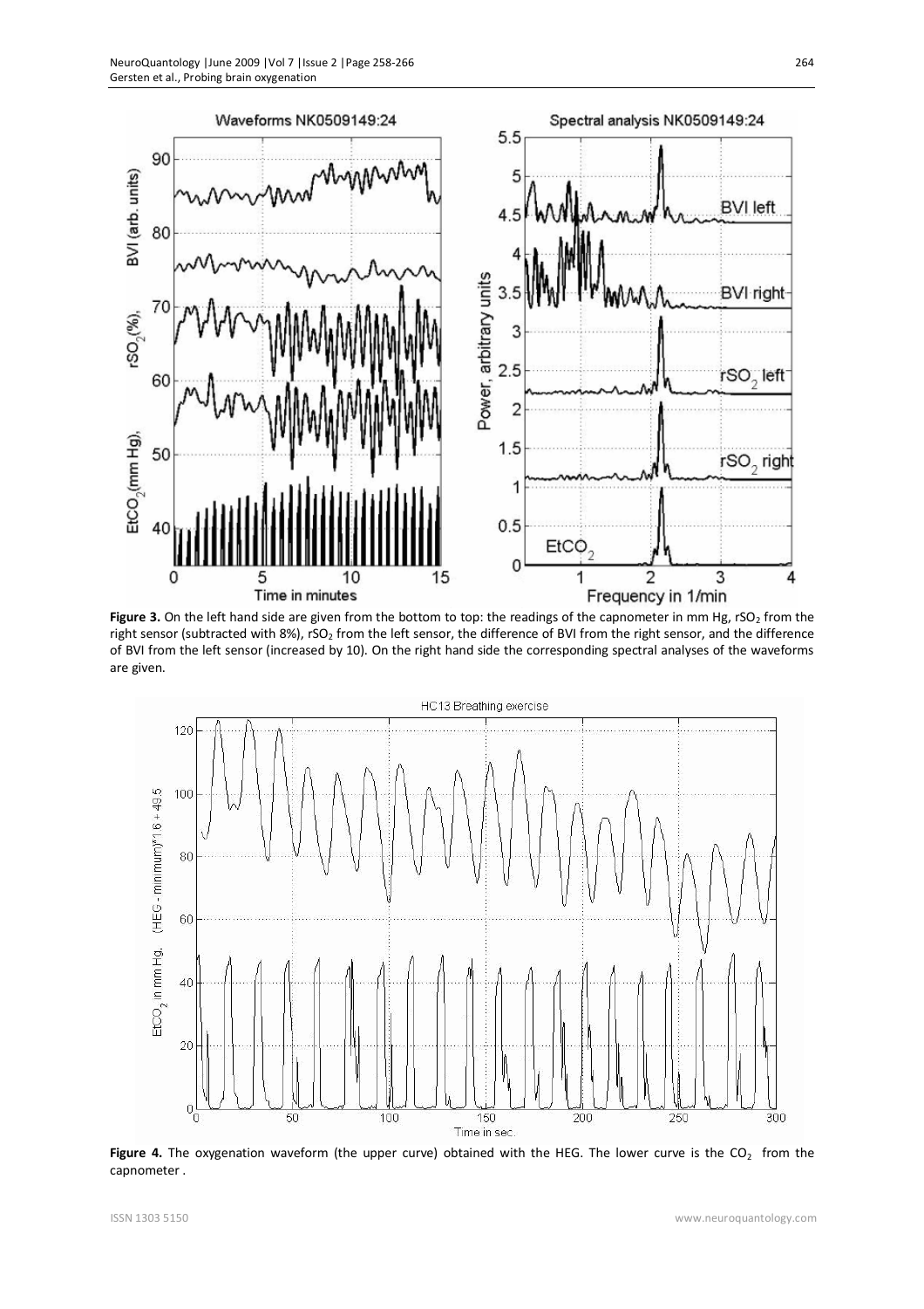**Figure 3.** On the left hand side are given from the bottom to top: the readings of the capnometer in mm Hg, $rSO_2$ from the right sensor (subtracted with 8%), $rSO_2$ from the left sensor, the difference of BVI from the right sensor, and the difference of BVI from the left sensor (increased by 10). On the right hand side the corresponding spectral analyses of the waveforms are given.

**Figure 4.** The oxygenation waveform (the upper curve) obtained with the HEG. The lower curve is the $CO_2$ from the capnometer .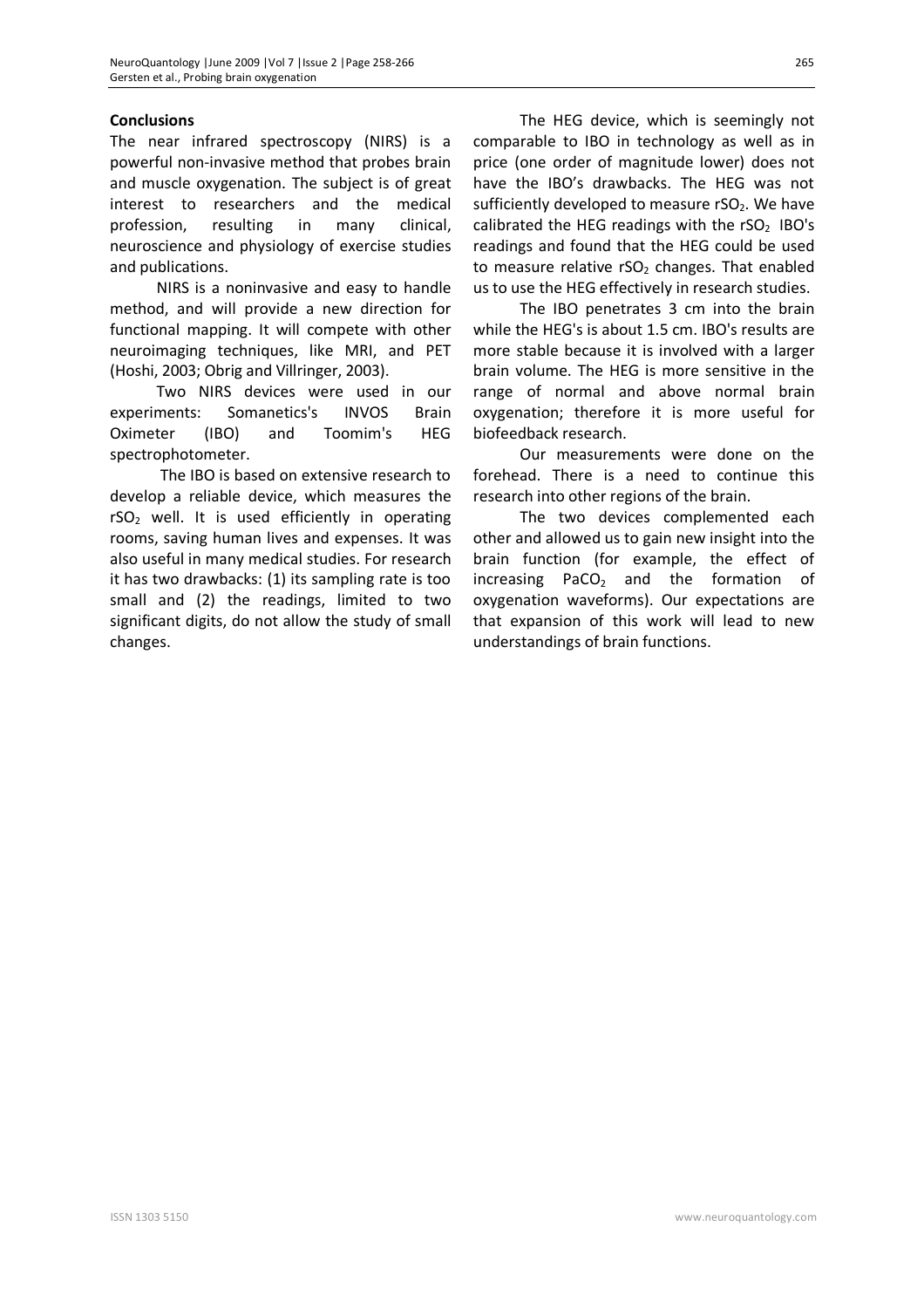## Conclusions

The near infrared spectroscopy (NIRS) is a powerful non-invasive method that probes brain and muscle oxygenation. The subject is of great interest to researchers and the medical profession, resulting in many clinical, neuroscience and physiology of exercise studies and publications.

NIRS is a noninvasive and easy to handle method, and will provide a new direction for functional mapping. It will compete with other neuroimaging techniques, like MRI, and PET (Hoshi, 2003; Obrig and Villringer, 2003).

Two NIRS devices were used in our experiments: Somanetics's INVOS Brain Oximeter (IBO) and Toomim's HEG spectrophotometer.

The IBO is based on extensive research to develop a reliable device, which measures the $rSO_2$ well. It is used efficiently in operating rooms, saving human lives and expenses. It was also useful in many medical studies. For research it has two drawbacks: (1) its sampling rate is too small and (2) the readings, limited to two significant digits, do not allow the study of small changes.

The HEG device, which is seemingly not comparable to IBO in technology as well as in price (one order of magnitude lower) does not have the IBO's drawbacks. The HEG was not sufficiently developed to measure $rSO_2$. We have calibrated the HEG readings with the $rSO_2$ IBO's readings and found that the HEG could be used to measure relative $rSO_2$ changes. That enabled us to use the HEG effectively in research studies.

The IBO penetrates 3 cm into the brain while the HEG's is about 1.5 cm. IBO's results are more stable because it is involved with a larger brain volume. The HEG is more sensitive in the range of normal and above normal brain oxygenation; therefore it is more useful for biofeedback research.

Our measurements were done on the forehead. There is a need to continue this research into other regions of the brain.

The two devices complemented each other and allowed us to gain new insight into the brain function (for example, the effect of increasing $PaCO_2$ and the formation of oxygenation waveforms). Our expectations are that expansion of this work will lead to new understandings of brain functions.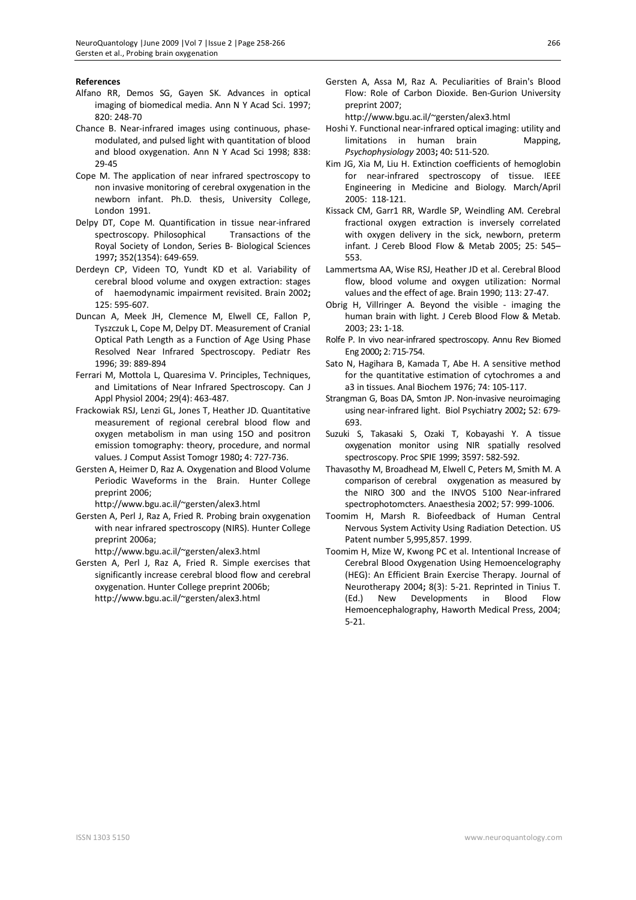**References**

Alfano RR, Demos SG, Gayen SK. Advances in optical imaging of biomedical media. Ann N Y Acad Sci. 1997; 820: 248-70

Chance B. Near-infrared images using continuous, phase-modulated, and pulsed light with quantitation of blood and blood oxygenation. Ann N Y Acad Sci 1998; 838: 29-45

Cope M. The application of near infrared spectroscopy to non invasive monitoring of cerebral oxygenation in the newborn infant. Ph.D. thesis, University College, London 1991.

Delpy DT, Cope M. Quantification in tissue near-infrared spectroscopy. Philosophical Transactions of the Royal Society of London, Series B- Biological Sciences 1997**;** 352(1354): 649-659.

Derdeyn CP, Videen TO, Yundt KD et al. Variability of cerebral blood volume and oxygen extraction: stages of haemodynamic impairment revisited. Brain 2002**;** 125: 595-607.

Duncan A, Meek JH, Clemence M, Elwell CE, Fallon P, Tyszczuk L, Cope M, Delpy DT. Measurement of Cranial Optical Path Length as a Function of Age Using Phase Resolved Near Infrared Spectroscopy. Pediatr Res 1996; 39: 889-894

Ferrari M, Mottola L, Quaresima V. Principles, Techniques, and Limitations of Near Infrared Spectroscopy. Can J Appl Physiol 2004; 29(4): 463-487.

Frackowiak RSJ, Lenzi GL, Jones T, Heather JD. Quantitative measurement of regional cerebral blood flow and oxygen metabolism in man using 15O and positron emission tomography: theory, procedure, and normal values. J Comput Assist Tomogr 1980**;** 4: 727-736.

Gersten A, Heimer D, Raz A. Oxygenation and Blood Volume Periodic Waveforms in the Brain. Hunter College preprint 2006;
http://www.bgu.ac.il/~gersten/alex3.html

Gersten A, Perl J, Raz A, Fried R. Probing brain oxygenation with near infrared spectroscopy (NIRS). Hunter College preprint 2006a;
http://www.bgu.ac.il/~gersten/alex3.html

Gersten A, Perl J, Raz A, Fried R. Simple exercises that significantly increase cerebral blood flow and cerebral oxygenation. Hunter College preprint 2006b;
http://www.bgu.ac.il/~gersten/alex3.html

Gersten A, Assa M, Raz A. Peculiarities of Brain's Blood Flow: Role of Carbon Dioxide. Ben-Gurion University preprint 2007;
http://www.bgu.ac.il/~gersten/alex3.html

Hoshi Y. Functional near-infrared optical imaging: utility and limitations in human brain Mapping, *Psychophysiology* 2003**;** 40**:** 511-520.

Kim JG, Xia M, Liu H. Extinction coefficients of hemoglobin for near-infrared spectroscopy of tissue. IEEE Engineering in Medicine and Biology. March/April 2005: 118-121.

Kissack CM, Garr1 RR, Wardle SP, Weindling AM. Cerebral fractional oxygen extraction is inversely correlated with oxygen delivery in the sick, newborn, preterm infant. J Cereb Blood Flow & Metab 2005; 25: 545–553.

Lammertsma AA, Wise RSJ, Heather JD et al. Cerebral Blood flow, blood volume and oxygen utilization: Normal values and the effect of age. Brain 1990; 113: 27-47.

Obrig H, Villringer A. Beyond the visible - imaging the human brain with light. J Cereb Blood Flow & Metab. 2003; 23**:** 1-18.

Rolfe P. In vivo near-infrared spectroscopy. Annu Rev Biomed Eng 2000**;** 2: 715-754.

Sato N, Hagihara B, Kamada T, Abe H. A sensitive method for the quantitative estimation of cytochromes a and a3 in tissues. Anal Biochem 1976; 74: 105-117.

Strangman G, Boas DA, Smton JP. Non-invasive neuroimaging using near-infrared light. Biol Psychiatry 2002**;** 52: 679-693.

Suzuki S, Takasaki S, Ozaki T, Kobayashi Y. A tissue oxygenation monitor using NIR spatially resolved spectroscopy. Proc SPIE 1999; 3597: 582-592.

Thavasothy M, Broadhead M, Elwell C, Peters M, Smith M. A comparison of cerebral oxygenation as measured by the NIRO 300 and the INVOS 5100 Near-infrared spectrophotomcters. Anaesthesia 2002; 57: 999-1006.

Toomim H, Marsh R. Biofeedback of Human Central Nervous System Activity Using Radiation Detection. US Patent number 5,995,857. 1999.

Toomim H, Mize W, Kwong PC et al. Intentional Increase of Cerebral Blood Oxygenation Using Hemoencelography (HEG): An Efficient Brain Exercise Therapy. Journal of Neurotherapy 2004**;** 8(3): 5-21. Reprinted in Tinius T. (Ed.) New Developments in Blood Flow Hemoencephalography, Haworth Medical Press, 2004; 5-21.